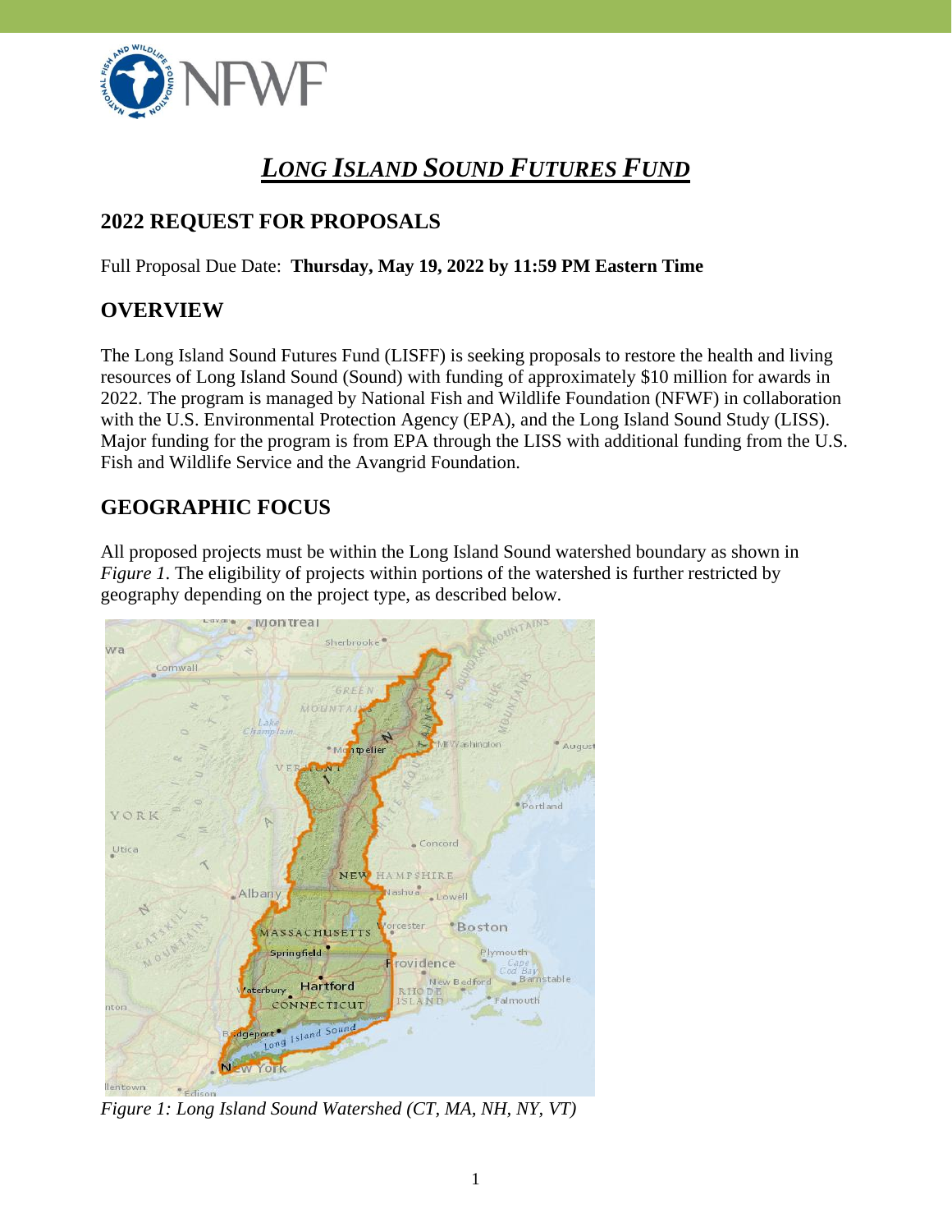# *LONG ISLAND SOUND FUTURES FUND*

## 2022 REQUEST FOR PROPOSALS

Full Proposal Due Date: **Thursday, May 19, 2022 by 11:59 PM Eastern Time**

## OVERVIEW

The Long Island Sound Futures Fund (LISFF) is seeking proposals to restore the health and living resources of Long Island Sound (Sound) with funding of approximately $10 million for awards in 2022. The program is managed by National Fish and Wildlife Foundation (NFWF) in collaboration with the U.S. Environmental Protection Agency (EPA), and the Long Island Sound Study (LISS). Major funding for the program is from EPA through the LISS with additional funding from the U.S. Fish and Wildlife Service and the Avangrid Foundation.

## GEOGRAPHIC FOCUS

All proposed projects must be within the Long Island Sound watershed boundary as shown in *Figure 1*. The eligibility of projects within portions of the watershed is further restricted by geography depending on the project type, as described below.

*Figure 1: Long Island Sound Watershed (CT, MA, NH, NY, VT)*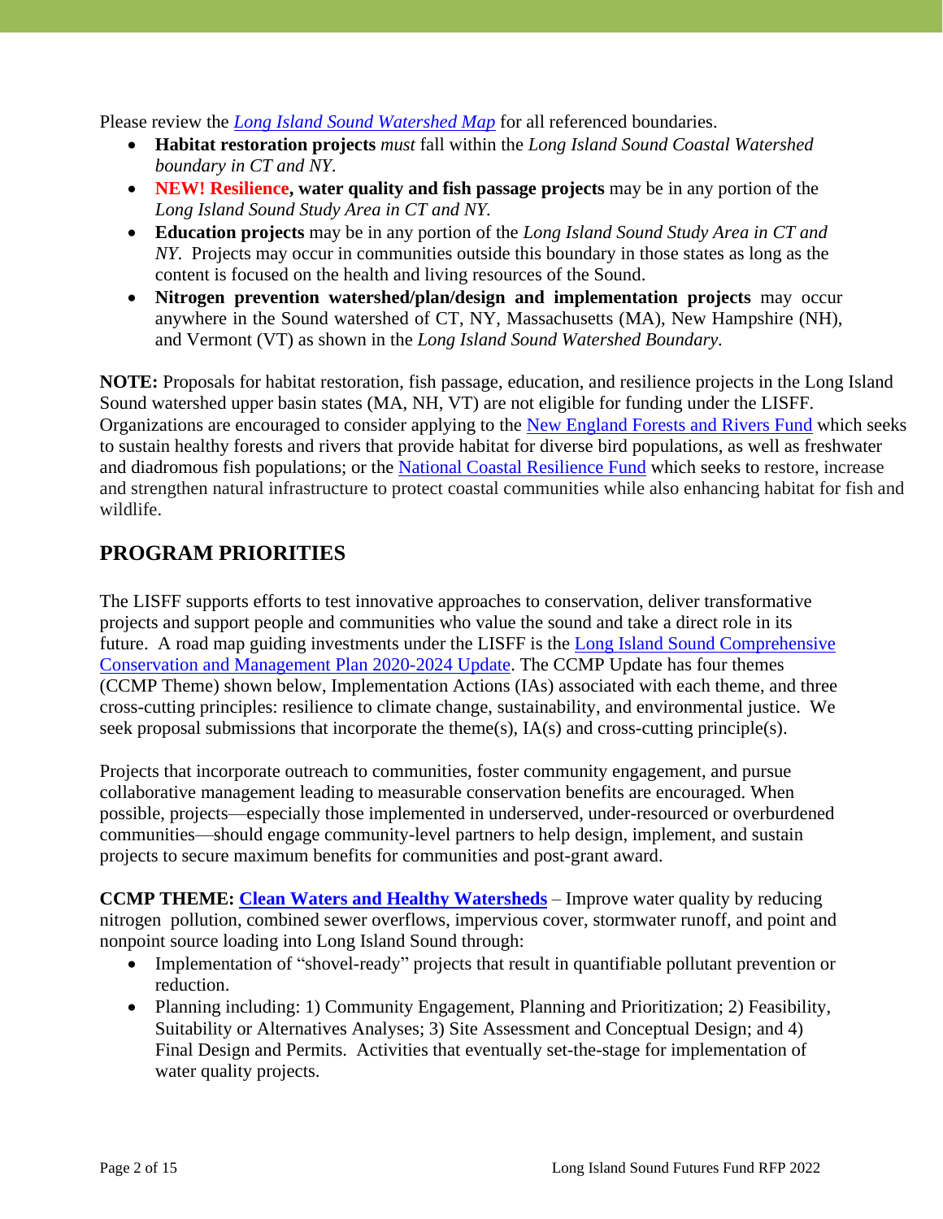Please review the *Long Island Sound Watershed Map* for all referenced boundaries.

- **Habitat restoration projects** *must* fall within the *Long Island Sound Coastal Watershed boundary in CT and NY.*
- **NEW! Resilience, water quality and fish passage projects** may be in any portion of the *Long Island Sound Study Area in CT and NY.*
- **Education projects** may be in any portion of the *Long Island Sound Study Area in CT and NY.* Projects may occur in communities outside this boundary in those states as long as the content is focused on the health and living resources of the Sound.
- **Nitrogen prevention watershed/plan/design and implementation projects** may occur anywhere in the Sound watershed of CT, NY, Massachusetts (MA), New Hampshire (NH), and Vermont (VT) as shown in the *Long Island Sound Watershed Boundary*.

**NOTE:** Proposals for habitat restoration, fish passage, education, and resilience projects in the Long Island Sound watershed upper basin states (MA, NH, VT) are not eligible for funding under the LISFF. Organizations are encouraged to consider applying to the New England Forests and Rivers Fund which seeks to sustain healthy forests and rivers that provide habitat for diverse bird populations, as well as freshwater and diadromous fish populations; or the National Coastal Resilience Fund which seeks to restore, increase and strengthen natural infrastructure to protect coastal communities while also enhancing habitat for fish and wildlife.

## PROGRAM PRIORITIES

The LISFF supports efforts to test innovative approaches to conservation, deliver transformative projects and support people and communities who value the sound and take a direct role in its future. A road map guiding investments under the LISFF is the Long Island Sound Comprehensive Conservation and Management Plan 2020-2024 Update. The CCMP Update has four themes (CCMP Theme) shown below, Implementation Actions (IAs) associated with each theme, and three cross-cutting principles: resilience to climate change, sustainability, and environmental justice. We seek proposal submissions that incorporate the theme(s), IA(s) and cross-cutting principle(s).

Projects that incorporate outreach to communities, foster community engagement, and pursue collaborative management leading to measurable conservation benefits are encouraged. When possible, projects—especially those implemented in underserved, under-resourced or overburdened communities—should engage community-level partners to help design, implement, and sustain projects to secure maximum benefits for communities and post-grant award.

**CCMP THEME: Clean Waters and Healthy Watersheds** – Improve water quality by reducing nitrogen pollution, combined sewer overflows, impervious cover, stormwater runoff, and point and nonpoint source loading into Long Island Sound through:

- Implementation of "shovel-ready" projects that result in quantifiable pollutant prevention or reduction.
- Planning including: 1) Community Engagement, Planning and Prioritization; 2) Feasibility, Suitability or Alternatives Analyses; 3) Site Assessment and Conceptual Design; and 4) Final Design and Permits. Activities that eventually set-the-stage for implementation of water quality projects.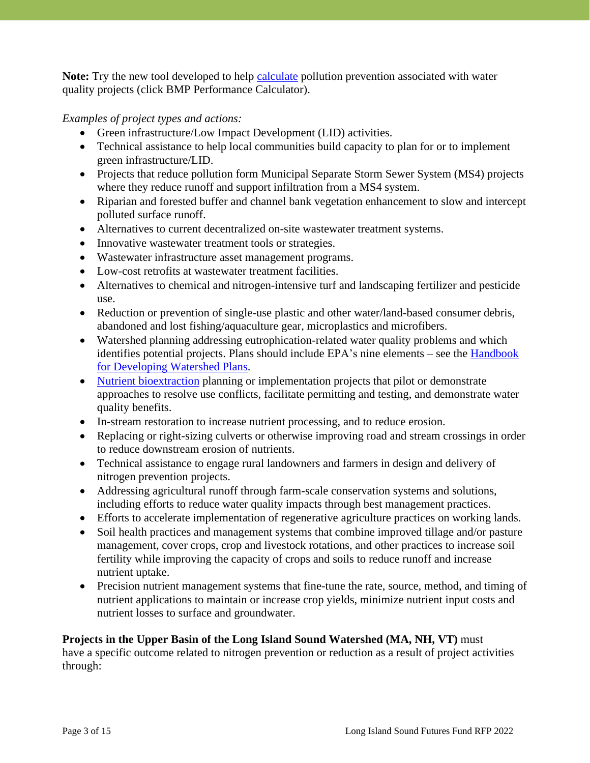**Note:** Try the new tool developed to help calculate pollution prevention associated with water quality projects (click BMP Performance Calculator).

*Examples of project types and actions:*

- Green infrastructure/Low Impact Development (LID) activities.
- Technical assistance to help local communities build capacity to plan for or to implement green infrastructure/LID.
- Projects that reduce pollution form Municipal Separate Storm Sewer System (MS4) projects where they reduce runoff and support infiltration from a MS4 system.
- Riparian and forested buffer and channel bank vegetation enhancement to slow and intercept polluted surface runoff.
- Alternatives to current decentralized on-site wastewater treatment systems.
- Innovative wastewater treatment tools or strategies.
- Wastewater infrastructure asset management programs.
- Low-cost retrofits at wastewater treatment facilities.
- Alternatives to chemical and nitrogen-intensive turf and landscaping fertilizer and pesticide use.
- Reduction or prevention of single-use plastic and other water/land-based consumer debris, abandoned and lost fishing/aquaculture gear, microplastics and microfibers.
- Watershed planning addressing eutrophication-related water quality problems and which identifies potential projects. Plans should include EPA's nine elements – see the Handbook for Developing Watershed Plans.
- Nutrient bioextraction planning or implementation projects that pilot or demonstrate approaches to resolve use conflicts, facilitate permitting and testing, and demonstrate water quality benefits.
- In-stream restoration to increase nutrient processing, and to reduce erosion.
- Replacing or right-sizing culverts or otherwise improving road and stream crossings in order to reduce downstream erosion of nutrients.
- Technical assistance to engage rural landowners and farmers in design and delivery of nitrogen prevention projects.
- Addressing agricultural runoff through farm-scale conservation systems and solutions, including efforts to reduce water quality impacts through best management practices.
- Efforts to accelerate implementation of regenerative agriculture practices on working lands.
- Soil health practices and management systems that combine improved tillage and/or pasture management, cover crops, crop and livestock rotations, and other practices to increase soil fertility while improving the capacity of crops and soils to reduce runoff and increase nutrient uptake.
- Precision nutrient management systems that fine-tune the rate, source, method, and timing of nutrient applications to maintain or increase crop yields, minimize nutrient input costs and nutrient losses to surface and groundwater.

**Projects in the Upper Basin of the Long Island Sound Watershed (MA, NH, VT)** must have a specific outcome related to nitrogen prevention or reduction as a result of project activities through: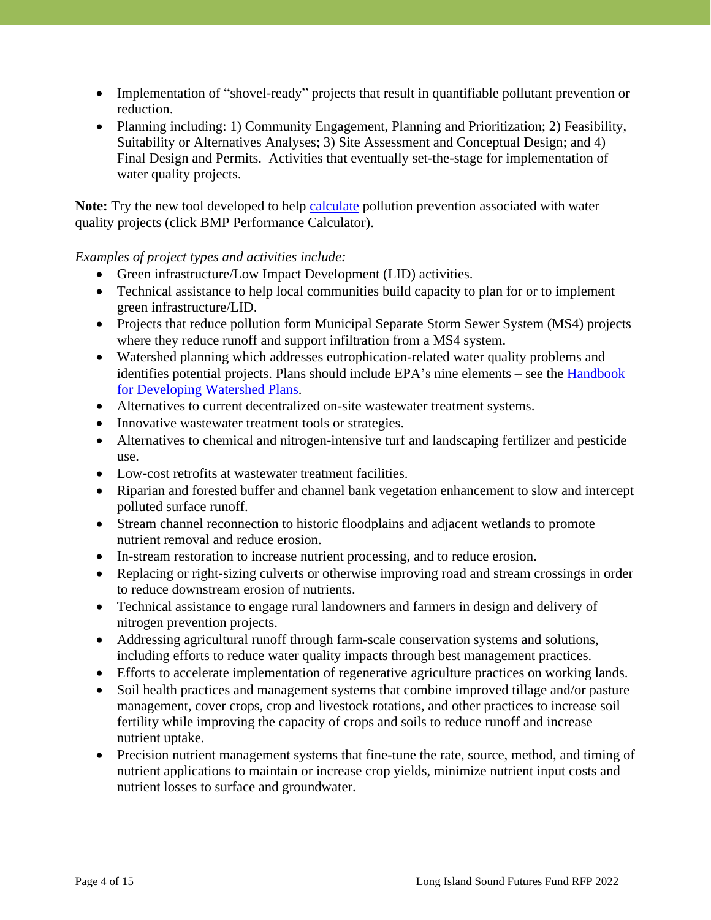- Implementation of "shovel-ready" projects that result in quantifiable pollutant prevention or reduction.
- Planning including: 1) Community Engagement, Planning and Prioritization; 2) Feasibility, Suitability or Alternatives Analyses; 3) Site Assessment and Conceptual Design; and 4) Final Design and Permits. Activities that eventually set-the-stage for implementation of water quality projects.

**Note:** Try the new tool developed to help [calculate](calculate) pollution prevention associated with water quality projects (click BMP Performance Calculator).

*Examples of project types and activities include:*

- Green infrastructure/Low Impact Development (LID) activities.
- Technical assistance to help local communities build capacity to plan for or to implement green infrastructure/LID.
- Projects that reduce pollution form Municipal Separate Storm Sewer System (MS4) projects where they reduce runoff and support infiltration from a MS4 system.
- Watershed planning which addresses eutrophication-related water quality problems and identifies potential projects. Plans should include EPA's nine elements – see the [Handbook for Developing Watershed Plans](Handbook for Developing Watershed Plans).
- Alternatives to current decentralized on-site wastewater treatment systems.
- Innovative wastewater treatment tools or strategies.
- Alternatives to chemical and nitrogen-intensive turf and landscaping fertilizer and pesticide use.
- Low-cost retrofits at wastewater treatment facilities.
- Riparian and forested buffer and channel bank vegetation enhancement to slow and intercept polluted surface runoff.
- Stream channel reconnection to historic floodplains and adjacent wetlands to promote nutrient removal and reduce erosion.
- In-stream restoration to increase nutrient processing, and to reduce erosion.
- Replacing or right-sizing culverts or otherwise improving road and stream crossings in order to reduce downstream erosion of nutrients.
- Technical assistance to engage rural landowners and farmers in design and delivery of nitrogen prevention projects.
- Addressing agricultural runoff through farm-scale conservation systems and solutions, including efforts to reduce water quality impacts through best management practices.
- Efforts to accelerate implementation of regenerative agriculture practices on working lands.
- Soil health practices and management systems that combine improved tillage and/or pasture management, cover crops, crop and livestock rotations, and other practices to increase soil fertility while improving the capacity of crops and soils to reduce runoff and increase nutrient uptake.
- Precision nutrient management systems that fine-tune the rate, source, method, and timing of nutrient applications to maintain or increase crop yields, minimize nutrient input costs and nutrient losses to surface and groundwater.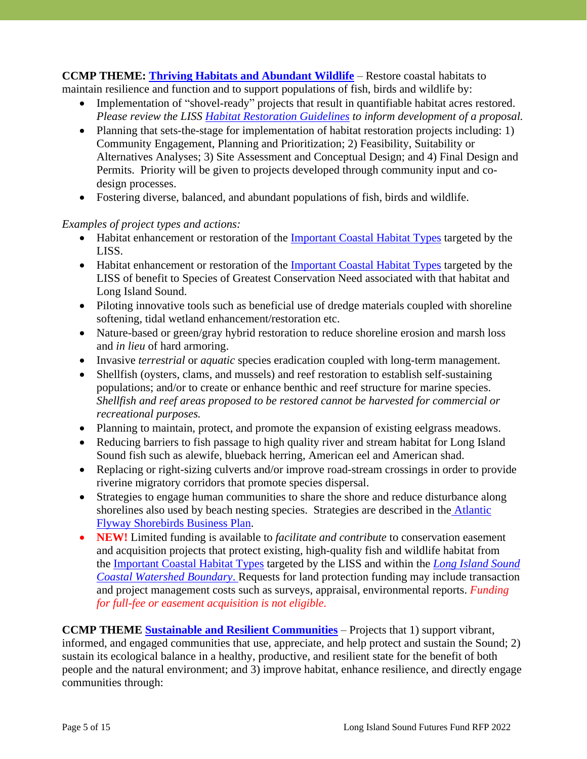**CCMP THEME: Thriving Habitats and Abundant Wildlife** – Restore coastal habitats to maintain resilience and function and to support populations of fish, birds and wildlife by:

- Implementation of "shovel-ready" projects that result in quantifiable habitat acres restored. *Please review the LISS Habitat Restoration Guidelines to inform development of a proposal.*
- Planning that sets-the-stage for implementation of habitat restoration projects including: 1) Community Engagement, Planning and Prioritization; 2) Feasibility, Suitability or Alternatives Analyses; 3) Site Assessment and Conceptual Design; and 4) Final Design and Permits. Priority will be given to projects developed through community input and co-design processes.
- Fostering diverse, balanced, and abundant populations of fish, birds and wildlife.

*Examples of project types and actions:*

- Habitat enhancement or restoration of the Important Coastal Habitat Types targeted by the LISS.
- Habitat enhancement or restoration of the Important Coastal Habitat Types targeted by the LISS of benefit to Species of Greatest Conservation Need associated with that habitat and Long Island Sound.
- Piloting innovative tools such as beneficial use of dredge materials coupled with shoreline softening, tidal wetland enhancement/restoration etc.
- Nature-based or green/gray hybrid restoration to reduce shoreline erosion and marsh loss and *in lieu* of hard armoring.
- Invasive *terrestrial* or *aquatic* species eradication coupled with long-term management.
- Shellfish (oysters, clams, and mussels) and reef restoration to establish self-sustaining populations; and/or to create or enhance benthic and reef structure for marine species. *Shellfish and reef areas proposed to be restored cannot be harvested for commercial or recreational purposes.*
- Planning to maintain, protect, and promote the expansion of existing eelgrass meadows.
- Reducing barriers to fish passage to high quality river and stream habitat for Long Island Sound fish such as alewife, blueback herring, American eel and American shad.
- Replacing or right-sizing culverts and/or improve road-stream crossings in order to provide riverine migratory corridors that promote species dispersal.
- Strategies to engage human communities to share the shore and reduce disturbance along shorelines also used by beach nesting species. Strategies are described in the Atlantic Flyway Shorebirds Business Plan.
- **NEW!** Limited funding is available to *facilitate and contribute* to conservation easement and acquisition projects that protect existing, high-quality fish and wildlife habitat from the Important Coastal Habitat Types targeted by the LISS and within the *Long Island Sound Coastal Watershed Boundary*. Requests for land protection funding may include transaction and project management costs such as surveys, appraisal, environmental reports. *Funding for full-fee or easement acquisition is not eligible.*

**CCMP THEME Sustainable and Resilient Communities** – Projects that 1) support vibrant, informed, and engaged communities that use, appreciate, and help protect and sustain the Sound; 2) sustain its ecological balance in a healthy, productive, and resilient state for the benefit of both people and the natural environment; and 3) improve habitat, enhance resilience, and directly engage communities through: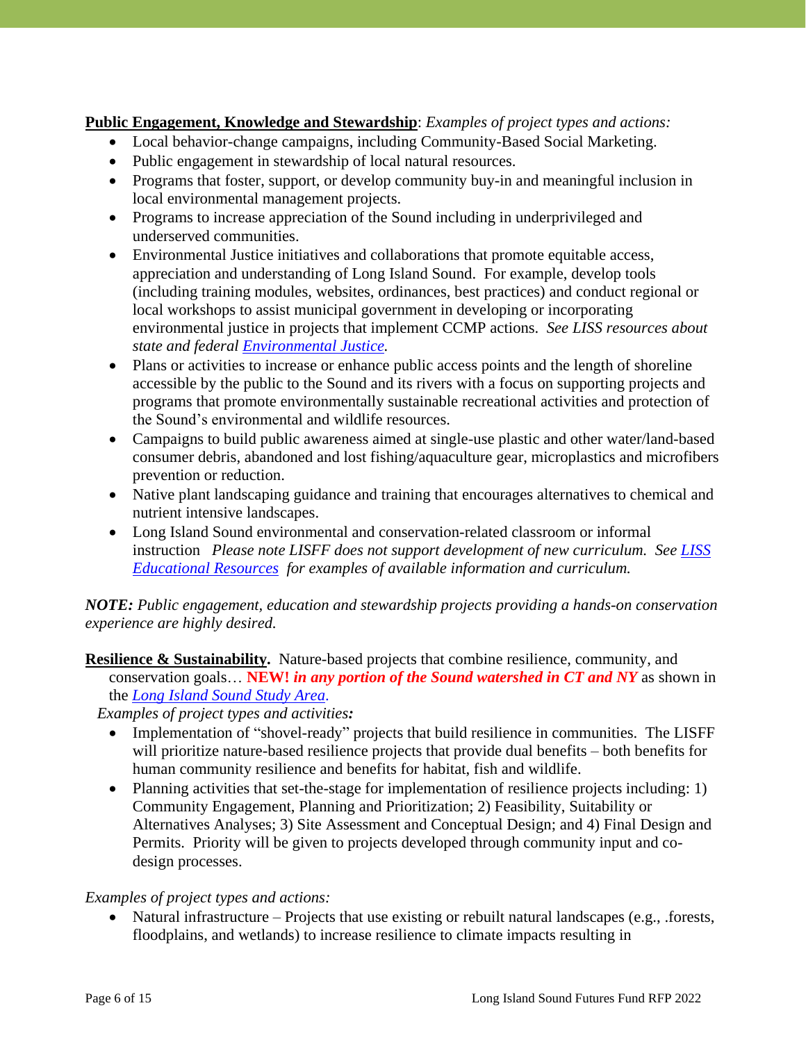**<u>Public Engagement, Knowledge and Stewardship</u>**: *Examples of project types and actions:*

- Local behavior-change campaigns, including Community-Based Social Marketing.
- Public engagement in stewardship of local natural resources.
- Programs that foster, support, or develop community buy-in and meaningful inclusion in local environmental management projects.
- Programs to increase appreciation of the Sound including in underprivileged and underserved communities.
- Environmental Justice initiatives and collaborations that promote equitable access, appreciation and understanding of Long Island Sound. For example, develop tools (including training modules, websites, ordinances, best practices) and conduct regional or local workshops to assist municipal government in developing or incorporating environmental justice in projects that implement CCMP actions. *See LISS resources about state and federal [Environmental Justice](#).*
- Plans or activities to increase or enhance public access points and the length of shoreline accessible by the public to the Sound and its rivers with a focus on supporting projects and programs that promote environmentally sustainable recreational activities and protection of the Sound's environmental and wildlife resources.
- Campaigns to build public awareness aimed at single-use plastic and other water/land-based consumer debris, abandoned and lost fishing/aquaculture gear, microplastics and microfibers prevention or reduction.
- Native plant landscaping guidance and training that encourages alternatives to chemical and nutrient intensive landscapes.
- Long Island Sound environmental and conservation-related classroom or informal instruction *Please note LISFF does not support development of new curriculum. See [LISS Educational Resources](#) for examples of available information and curriculum.*

***NOTE:*** *Public engagement, education and stewardship projects providing a hands-on conservation experience are highly desired.*

**<u>Resilience & Sustainability</u>.** Nature-based projects that combine resilience, community, and conservation goals… **NEW!** ***in any portion of the Sound watershed in CT and NY*** as shown in the *[Long Island Sound Study Area](#)*.

*Examples of project types and activities:*

- Implementation of "shovel-ready" projects that build resilience in communities. The LISFF will prioritize nature-based resilience projects that provide dual benefits – both benefits for human community resilience and benefits for habitat, fish and wildlife.
- Planning activities that set-the-stage for implementation of resilience projects including: 1) Community Engagement, Planning and Prioritization; 2) Feasibility, Suitability or Alternatives Analyses; 3) Site Assessment and Conceptual Design; and 4) Final Design and Permits. Priority will be given to projects developed through community input and co-design processes.

*Examples of project types and actions:*

- Natural infrastructure – Projects that use existing or rebuilt natural landscapes (e.g., .forests, floodplains, and wetlands) to increase resilience to climate impacts resulting in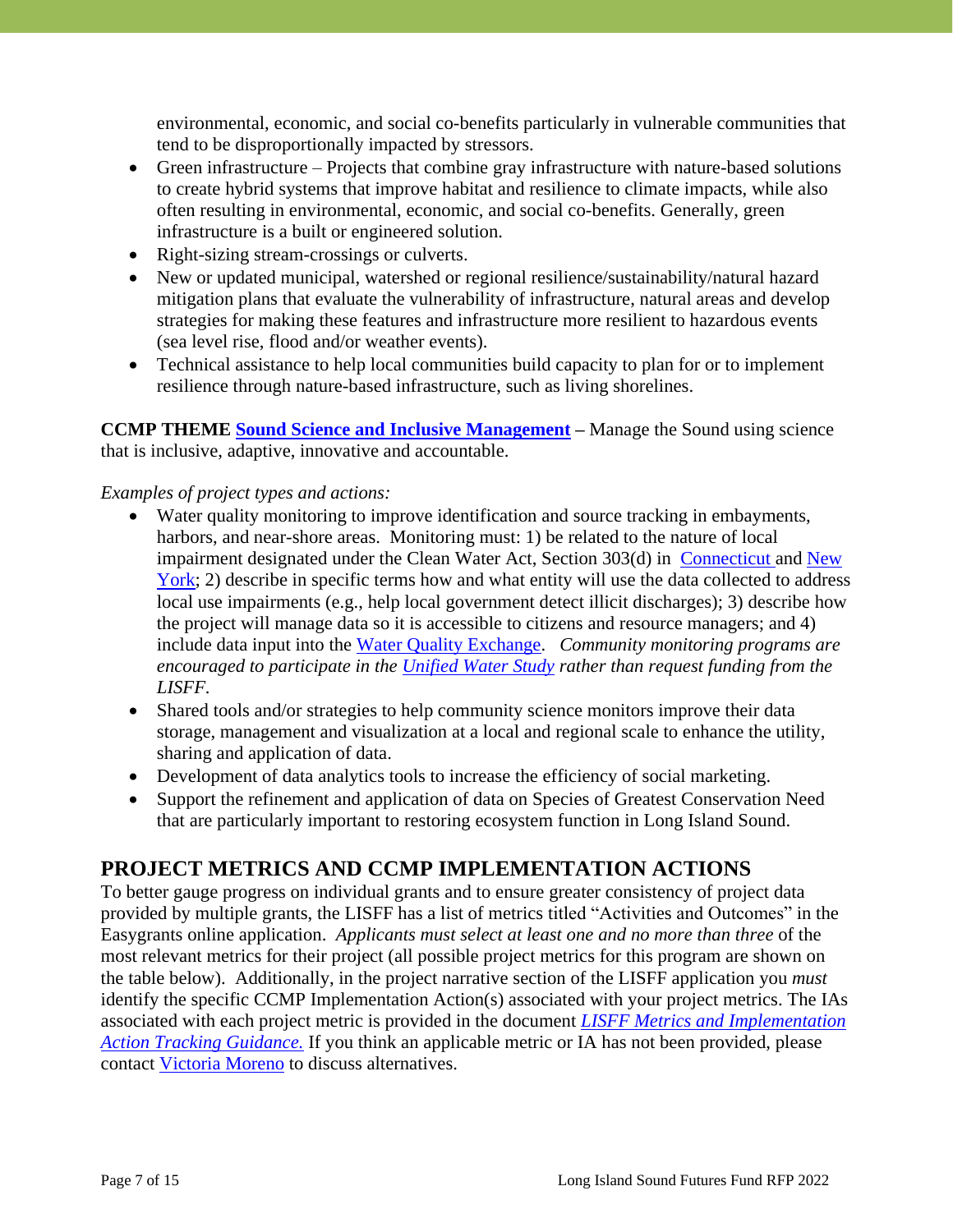environmental, economic, and social co-benefits particularly in vulnerable communities that tend to be disproportionally impacted by stressors.

- Green infrastructure – Projects that combine gray infrastructure with nature-based solutions to create hybrid systems that improve habitat and resilience to climate impacts, while also often resulting in environmental, economic, and social co-benefits. Generally, green infrastructure is a built or engineered solution.
- Right-sizing stream-crossings or culverts.
- New or updated municipal, watershed or regional resilience/sustainability/natural hazard mitigation plans that evaluate the vulnerability of infrastructure, natural areas and develop strategies for making these features and infrastructure more resilient to hazardous events (sea level rise, flood and/or weather events).
- Technical assistance to help local communities build capacity to plan for or to implement resilience through nature-based infrastructure, such as living shorelines.

**CCMP THEME Sound Science and Inclusive Management –** Manage the Sound using science that is inclusive, adaptive, innovative and accountable.

*Examples of project types and actions:*

- Water quality monitoring to improve identification and source tracking in embayments, harbors, and near-shore areas. Monitoring must: 1) be related to the nature of local impairment designated under the Clean Water Act, Section 303(d) in Connecticut and New York; 2) describe in specific terms how and what entity will use the data collected to address local use impairments (e.g., help local government detect illicit discharges); 3) describe how the project will manage data so it is accessible to citizens and resource managers; and 4) include data input into the Water Quality Exchange. *Community monitoring programs are encouraged to participate in the Unified Water Study rather than request funding from the LISFF.*
- Shared tools and/or strategies to help community science monitors improve their data storage, management and visualization at a local and regional scale to enhance the utility, sharing and application of data.
- Development of data analytics tools to increase the efficiency of social marketing.
- Support the refinement and application of data on Species of Greatest Conservation Need that are particularly important to restoring ecosystem function in Long Island Sound.

## PROJECT METRICS AND CCMP IMPLEMENTATION ACTIONS

To better gauge progress on individual grants and to ensure greater consistency of project data provided by multiple grants, the LISFF has a list of metrics titled "Activities and Outcomes" in the Easygrants online application. *Applicants must select at least one and no more than three* of the most relevant metrics for their project (all possible project metrics for this program are shown on the table below). Additionally, in the project narrative section of the LISFF application you *must* identify the specific CCMP Implementation Action(s) associated with your project metrics. The IAs associated with each project metric is provided in the document *LISFF Metrics and Implementation Action Tracking Guidance.* If you think an applicable metric or IA has not been provided, please contact Victoria Moreno to discuss alternatives.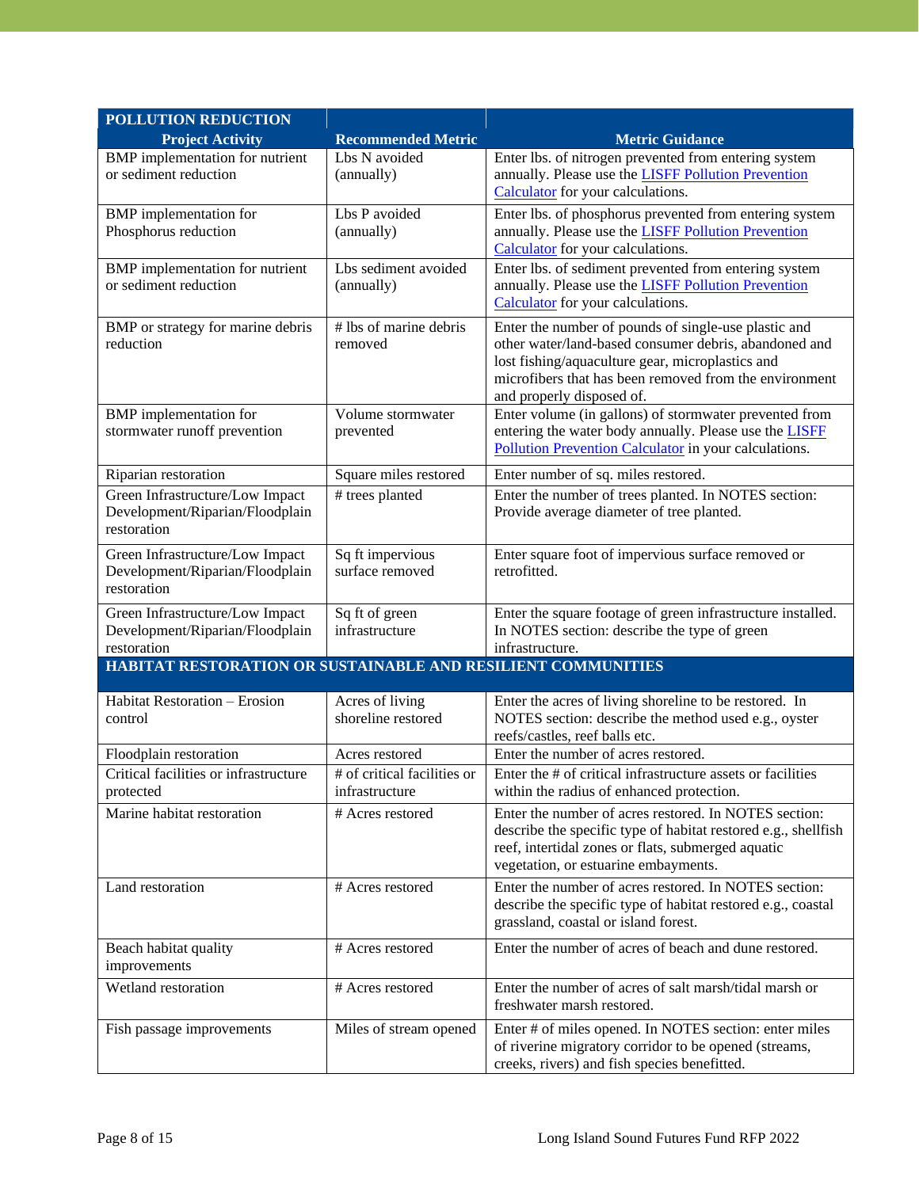| POLLUTION REDUCTION<br>Project Activity | Recommended Metric | Metric Guidance |
|---|---|---|
| BMP implementation for nutrient or sediment reduction | Lbs N avoided (annually) | Enter lbs. of nitrogen prevented from entering system annually. Please use the LISFF Pollution Prevention Calculator for your calculations. |
| BMP implementation for Phosphorus reduction | Lbs P avoided (annually) | Enter lbs. of phosphorus prevented from entering system annually. Please use the LISFF Pollution Prevention Calculator for your calculations. |
| BMP implementation for nutrient or sediment reduction | Lbs sediment avoided (annually) | Enter lbs. of sediment prevented from entering system annually. Please use the LISFF Pollution Prevention Calculator for your calculations. |
| BMP or strategy for marine debris reduction | # lbs of marine debris removed | Enter the number of pounds of single-use plastic and other water/land-based consumer debris, abandoned and lost fishing/aquaculture gear, microplastics and microfibers that has been removed from the environment and properly disposed of. |
| BMP implementation for stormwater runoff prevention | Volume stormwater prevented | Enter volume (in gallons) of stormwater prevented from entering the water body annually. Please use the LISFF Pollution Prevention Calculator in your calculations. |
| Riparian restoration | Square miles restored | Enter number of sq. miles restored. |
| Green Infrastructure/Low Impact Development/Riparian/Floodplain restoration | # trees planted | Enter the number of trees planted. In NOTES section: Provide average diameter of tree planted. |
| Green Infrastructure/Low Impact Development/Riparian/Floodplain restoration | Sq ft impervious surface removed | Enter square foot of impervious surface removed or retrofitted. |
| Green Infrastructure/Low Impact Development/Riparian/Floodplain restoration | Sq ft of green infrastructure | Enter the square footage of green infrastructure installed. In NOTES section: describe the type of green infrastructure. |
| **HABITAT RESTORATION OR SUSTAINABLE AND RESILIENT COMMUNITIES** | | |
| Habitat Restoration – Erosion control | Acres of living shoreline restored | Enter the acres of living shoreline to be restored. In NOTES section: describe the method used e.g., oyster reefs/castles, reef balls etc. |
| Floodplain restoration | Acres restored | Enter the number of acres restored. |
| Critical facilities or infrastructure protected | # of critical facilities or infrastructure | Enter the # of critical infrastructure assets or facilities within the radius of enhanced protection. |
| Marine habitat restoration | # Acres restored | Enter the number of acres restored. In NOTES section: describe the specific type of habitat restored e.g., shellfish reef, intertidal zones or flats, submerged aquatic vegetation, or estuarine embayments. |
| Land restoration | # Acres restored | Enter the number of acres restored. In NOTES section: describe the specific type of habitat restored e.g., coastal grassland, coastal or island forest. |
| Beach habitat quality improvements | # Acres restored | Enter the number of acres of beach and dune restored. |
| Wetland restoration | # Acres restored | Enter the number of acres of salt marsh/tidal marsh or freshwater marsh restored. |
| Fish passage improvements | Miles of stream opened | Enter # of miles opened. In NOTES section: enter miles of riverine migratory corridor to be opened (streams, creeks, rivers) and fish species benefitted. |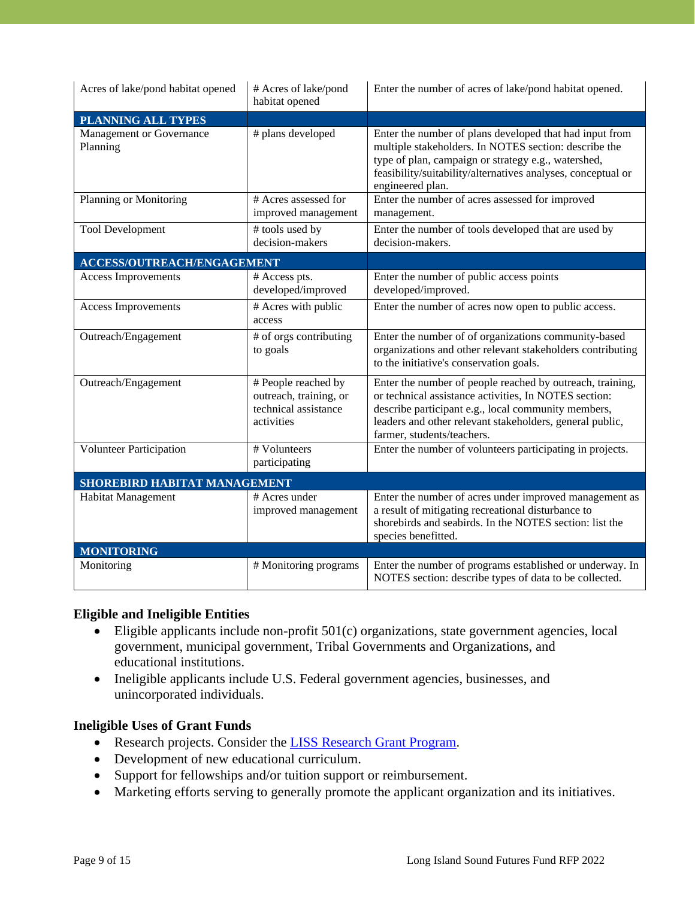| Acres of lake/pond habitat opened | # Acres of lake/pond habitat opened | Enter the number of acres of lake/pond habitat opened. |
|---|---|---|
| **PLANNING ALL TYPES** | | |
| Management or Governance Planning | # plans developed | Enter the number of plans developed that had input from multiple stakeholders. In NOTES section: describe the type of plan, campaign or strategy e.g., watershed, feasibility/suitability/alternatives analyses, conceptual or engineered plan. |
| Planning or Monitoring | # Acres assessed for improved management | Enter the number of acres assessed for improved management. |
| Tool Development | # tools used by decision-makers | Enter the number of tools developed that are used by decision-makers. |
| **ACCESS/OUTREACH/ENGAGEMENT** | | |
| Access Improvements | # Access pts. developed/improved | Enter the number of public access points developed/improved. |
| Access Improvements | # Acres with public access | Enter the number of acres now open to public access. |
| Outreach/Engagement | # of orgs contributing to goals | Enter the number of of organizations community-based organizations and other relevant stakeholders contributing to the initiative's conservation goals. |
| Outreach/Engagement | # People reached by outreach, training, or technical assistance activities | Enter the number of people reached by outreach, training, or technical assistance activities, In NOTES section: describe participant e.g., local community members, leaders and other relevant stakeholders, general public, farmer, students/teachers. |
| Volunteer Participation | # Volunteers participating | Enter the number of volunteers participating in projects. |
| **SHOREBIRD HABITAT MANAGEMENT** | | |
| Habitat Management | # Acres under improved management | Enter the number of acres under improved management as a result of mitigating recreational disturbance to shorebirds and seabirds. In the NOTES section: list the species benefitted. |
| **MONITORING** | | |
| Monitoring | # Monitoring programs | Enter the number of programs established or underway. In NOTES section: describe types of data to be collected. |

### Eligible and Ineligible Entities

- Eligible applicants include non-profit 501(c) organizations, state government agencies, local government, municipal government, Tribal Governments and Organizations, and educational institutions.
- Ineligible applicants include U.S. Federal government agencies, businesses, and unincorporated individuals.

### Ineligible Uses of Grant Funds

- Research projects. Consider the LISS Research Grant Program.
- Development of new educational curriculum.
- Support for fellowships and/or tuition support or reimbursement.
- Marketing efforts serving to generally promote the applicant organization and its initiatives.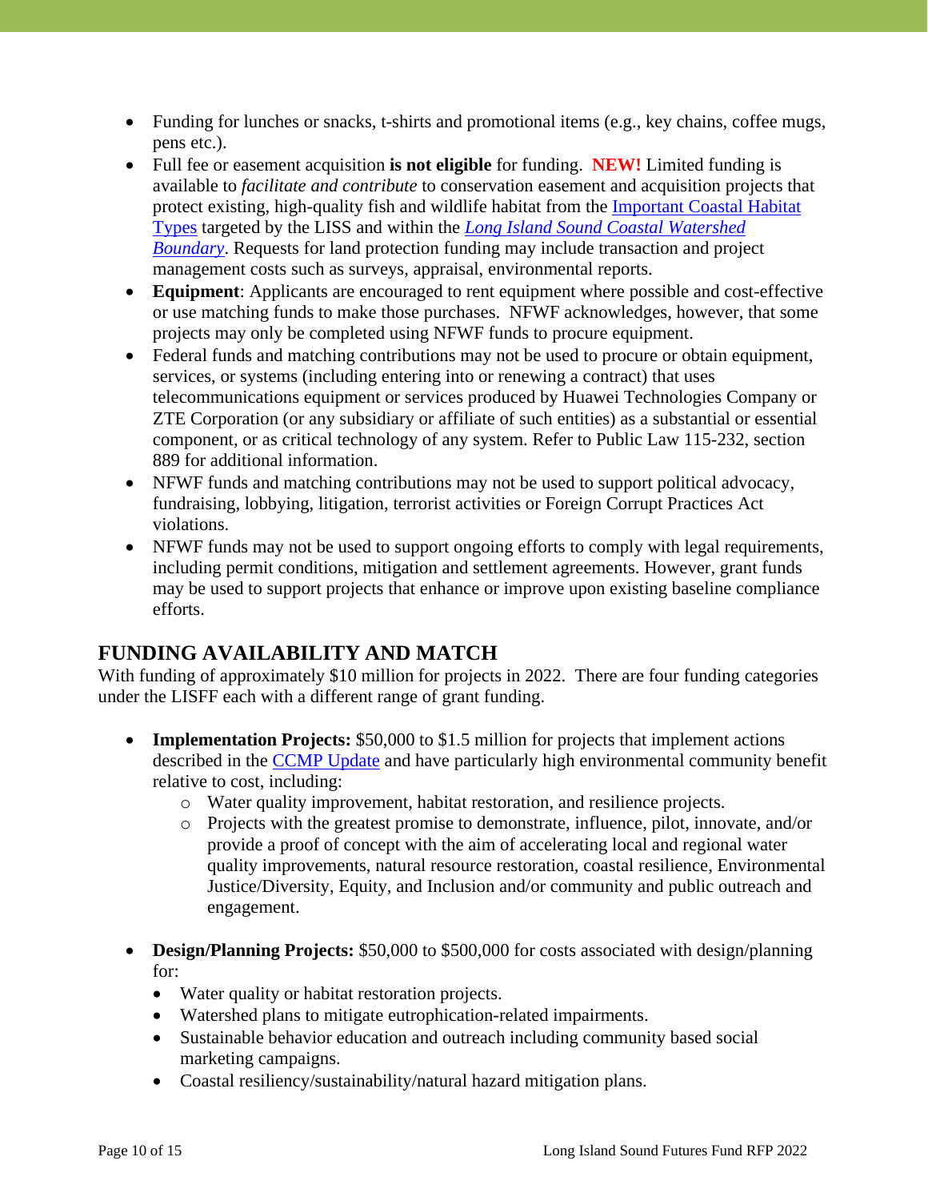- Funding for lunches or snacks, t-shirts and promotional items (e.g., key chains, coffee mugs, pens etc.).
- Full fee or easement acquisition **is not eligible** for funding. **NEW!** Limited funding is available to *facilitate and contribute* to conservation easement and acquisition projects that protect existing, high-quality fish and wildlife habitat from the Important Coastal Habitat Types targeted by the LISS and within the *Long Island Sound Coastal Watershed Boundary*. Requests for land protection funding may include transaction and project management costs such as surveys, appraisal, environmental reports.
- **Equipment**: Applicants are encouraged to rent equipment where possible and cost-effective or use matching funds to make those purchases. NFWF acknowledges, however, that some projects may only be completed using NFWF funds to procure equipment.
- Federal funds and matching contributions may not be used to procure or obtain equipment, services, or systems (including entering into or renewing a contract) that uses telecommunications equipment or services produced by Huawei Technologies Company or ZTE Corporation (or any subsidiary or affiliate of such entities) as a substantial or essential component, or as critical technology of any system. Refer to Public Law 115-232, section 889 for additional information.
- NFWF funds and matching contributions may not be used to support political advocacy, fundraising, lobbying, litigation, terrorist activities or Foreign Corrupt Practices Act violations.
- NFWF funds may not be used to support ongoing efforts to comply with legal requirements, including permit conditions, mitigation and settlement agreements. However, grant funds may be used to support projects that enhance or improve upon existing baseline compliance efforts.

## FUNDING AVAILABILITY AND MATCH

With funding of approximately $10 million for projects in 2022. There are four funding categories under the LISFF each with a different range of grant funding.

- **Implementation Projects:** $50,000 to $1.5 million for projects that implement actions described in the CCMP Update and have particularly high environmental community benefit relative to cost, including:
  - Water quality improvement, habitat restoration, and resilience projects.
  - Projects with the greatest promise to demonstrate, influence, pilot, innovate, and/or provide a proof of concept with the aim of accelerating local and regional water quality improvements, natural resource restoration, coastal resilience, Environmental Justice/Diversity, Equity, and Inclusion and/or community and public outreach and engagement.

- **Design/Planning Projects:** $50,000 to $500,000 for costs associated with design/planning for:
  - Water quality or habitat restoration projects.
  - Watershed plans to mitigate eutrophication-related impairments.
  - Sustainable behavior education and outreach including community based social marketing campaigns.
  - Coastal resiliency/sustainability/natural hazard mitigation plans.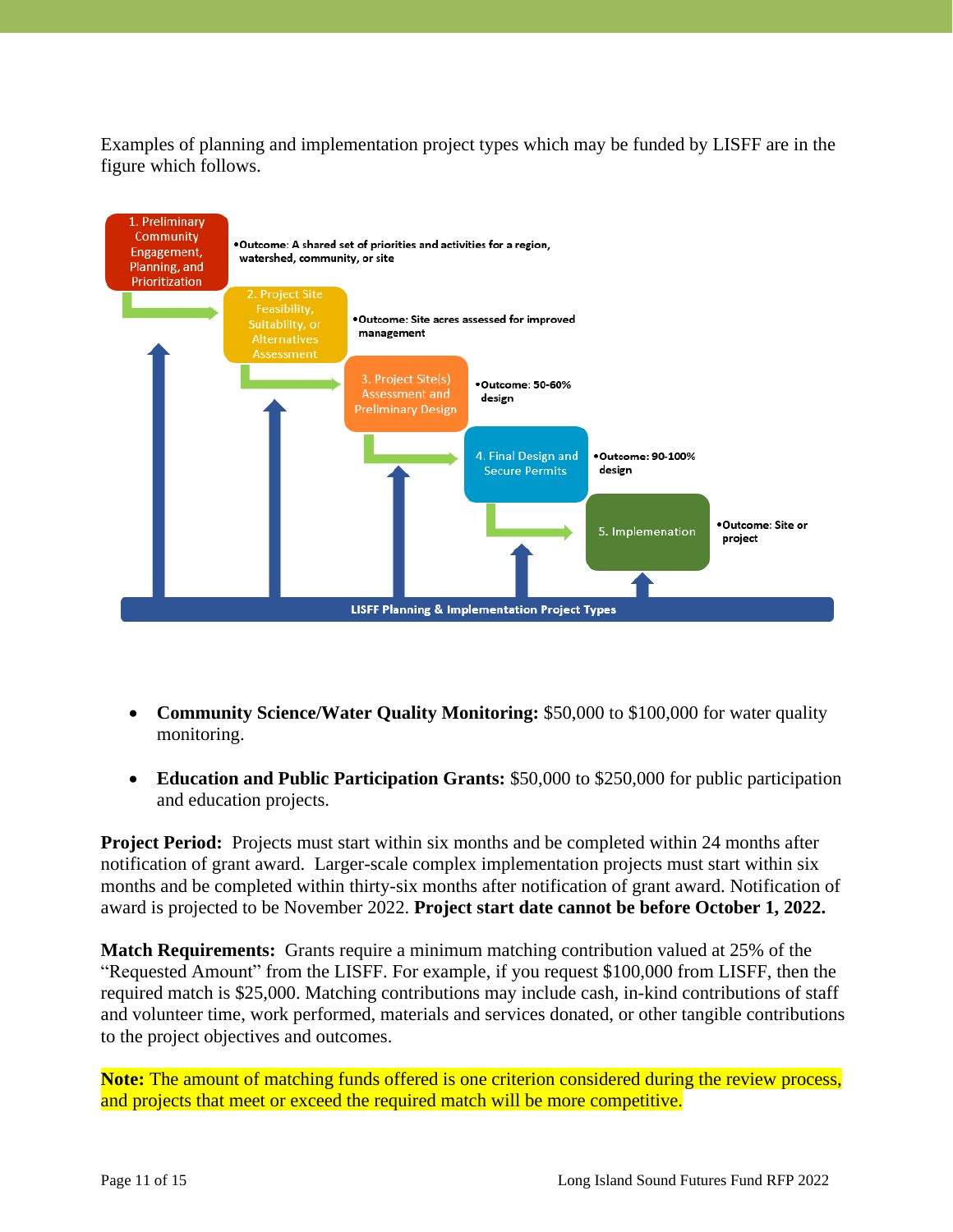Examples of planning and implementation project types which may be funded by LISFF are in the figure which follows.

1. Preliminary Community Engagement, Planning, and Prioritization
   - Outcome: A shared set of priorities and activities for a region, watershed, community, or site
2. Project Site Feasibility, Suitability, or Alternatives Assessment
   - Outcome: Site acres assessed for improved management
3. Project Site(s) Assessment and Preliminary Design
   - Outcome: 50-60% design
4. Final Design and Secure Permits
   - Outcome: 90-100% design
5. Implementation
   - Outcome: Site or project

LISFF Planning & Implementation Project Types

- **Community Science/Water Quality Monitoring:** $50,000 to $100,000 for water quality monitoring.
- **Education and Public Participation Grants:** $50,000 to $250,000 for public participation and education projects.

**Project Period:** Projects must start within six months and be completed within 24 months after notification of grant award. Larger-scale complex implementation projects must start within six months and be completed within thirty-six months after notification of grant award. Notification of award is projected to be November 2022. **Project start date cannot be before October 1, 2022.**

**Match Requirements:** Grants require a minimum matching contribution valued at 25% of the "Requested Amount" from the LISFF. For example, if you request $100,000 from LISFF, then the required match is $25,000. Matching contributions may include cash, in-kind contributions of staff and volunteer time, work performed, materials and services donated, or other tangible contributions to the project objectives and outcomes.

**Note:** The amount of matching funds offered is one criterion considered during the review process, and projects that meet or exceed the required match will be more competitive.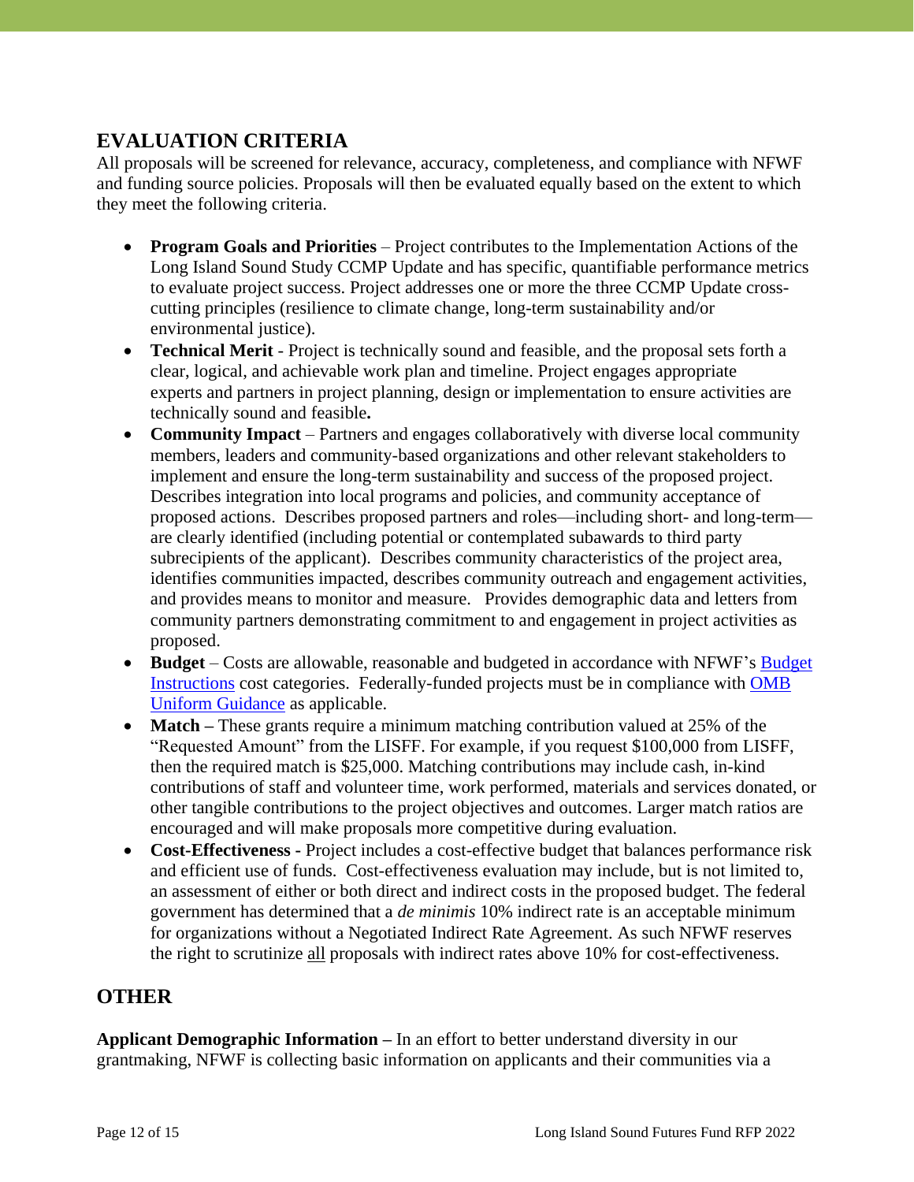## EVALUATION CRITERIA

All proposals will be screened for relevance, accuracy, completeness, and compliance with NFWF and funding source policies. Proposals will then be evaluated equally based on the extent to which they meet the following criteria.

- **Program Goals and Priorities** – Project contributes to the Implementation Actions of the Long Island Sound Study CCMP Update and has specific, quantifiable performance metrics to evaluate project success. Project addresses one or more the three CCMP Update cross-cutting principles (resilience to climate change, long-term sustainability and/or environmental justice).
- **Technical Merit** - Project is technically sound and feasible, and the proposal sets forth a clear, logical, and achievable work plan and timeline. Project engages appropriate experts and partners in project planning, design or implementation to ensure activities are technically sound and feasible**.**
- **Community Impact** – Partners and engages collaboratively with diverse local community members, leaders and community-based organizations and other relevant stakeholders to implement and ensure the long-term sustainability and success of the proposed project. Describes integration into local programs and policies, and community acceptance of proposed actions. Describes proposed partners and roles—including short- and long-term—are clearly identified (including potential or contemplated subawards to third party subrecipients of the applicant). Describes community characteristics of the project area, identifies communities impacted, describes community outreach and engagement activities, and provides means to monitor and measure. Provides demographic data and letters from community partners demonstrating commitment to and engagement in project activities as proposed.
- **Budget** – Costs are allowable, reasonable and budgeted in accordance with NFWF's Budget Instructions cost categories. Federally-funded projects must be in compliance with OMB Uniform Guidance as applicable.
- **Match –** These grants require a minimum matching contribution valued at 25% of the "Requested Amount" from the LISFF. For example, if you request $100,000 from LISFF, then the required match is $25,000. Matching contributions may include cash, in-kind contributions of staff and volunteer time, work performed, materials and services donated, or other tangible contributions to the project objectives and outcomes. Larger match ratios are encouraged and will make proposals more competitive during evaluation.
- **Cost-Effectiveness -** Project includes a cost-effective budget that balances performance risk and efficient use of funds. Cost-effectiveness evaluation may include, but is not limited to, an assessment of either or both direct and indirect costs in the proposed budget. The federal government has determined that a *de minimis* 10% indirect rate is an acceptable minimum for organizations without a Negotiated Indirect Rate Agreement. As such NFWF reserves the right to scrutinize all proposals with indirect rates above 10% for cost-effectiveness.

## OTHER

**Applicant Demographic Information –** In an effort to better understand diversity in our grantmaking, NFWF is collecting basic information on applicants and their communities via a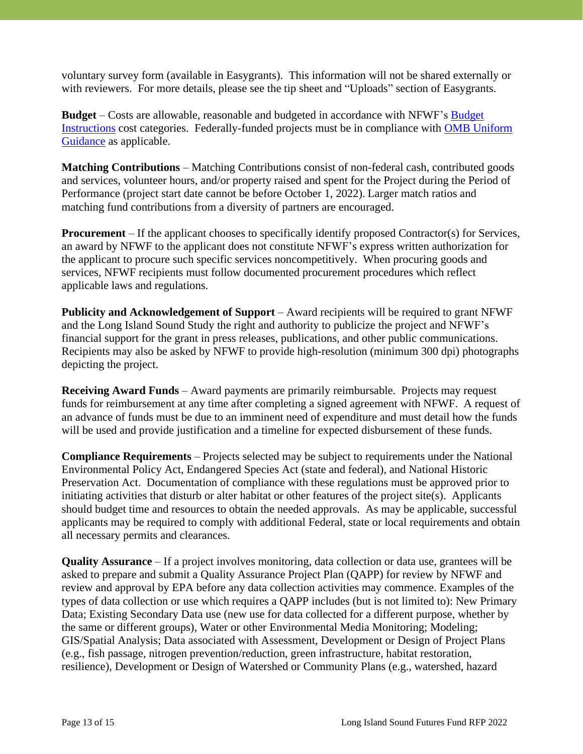voluntary survey form (available in Easygrants). This information will not be shared externally or with reviewers. For more details, please see the tip sheet and "Uploads" section of Easygrants.

**Budget** – Costs are allowable, reasonable and budgeted in accordance with NFWF's Budget Instructions cost categories. Federally-funded projects must be in compliance with OMB Uniform Guidance as applicable.

**Matching Contributions** – Matching Contributions consist of non-federal cash, contributed goods and services, volunteer hours, and/or property raised and spent for the Project during the Period of Performance (project start date cannot be before October 1, 2022). Larger match ratios and matching fund contributions from a diversity of partners are encouraged.

**Procurement** – If the applicant chooses to specifically identify proposed Contractor(s) for Services, an award by NFWF to the applicant does not constitute NFWF's express written authorization for the applicant to procure such specific services noncompetitively. When procuring goods and services, NFWF recipients must follow documented procurement procedures which reflect applicable laws and regulations.

**Publicity and Acknowledgement of Support** – Award recipients will be required to grant NFWF and the Long Island Sound Study the right and authority to publicize the project and NFWF's financial support for the grant in press releases, publications, and other public communications. Recipients may also be asked by NFWF to provide high-resolution (minimum 300 dpi) photographs depicting the project.

**Receiving Award Funds** – Award payments are primarily reimbursable. Projects may request funds for reimbursement at any time after completing a signed agreement with NFWF. A request of an advance of funds must be due to an imminent need of expenditure and must detail how the funds will be used and provide justification and a timeline for expected disbursement of these funds.

**Compliance Requirements** – Projects selected may be subject to requirements under the National Environmental Policy Act, Endangered Species Act (state and federal), and National Historic Preservation Act. Documentation of compliance with these regulations must be approved prior to initiating activities that disturb or alter habitat or other features of the project site(s). Applicants should budget time and resources to obtain the needed approvals. As may be applicable, successful applicants may be required to comply with additional Federal, state or local requirements and obtain all necessary permits and clearances.

**Quality Assurance** – If a project involves monitoring, data collection or data use, grantees will be asked to prepare and submit a Quality Assurance Project Plan (QAPP) for review by NFWF and review and approval by EPA before any data collection activities may commence. Examples of the types of data collection or use which requires a QAPP includes (but is not limited to): New Primary Data; Existing Secondary Data use (new use for data collected for a different purpose, whether by the same or different groups), Water or other Environmental Media Monitoring; Modeling; GIS/Spatial Analysis; Data associated with Assessment, Development or Design of Project Plans (e.g., fish passage, nitrogen prevention/reduction, green infrastructure, habitat restoration, resilience), Development or Design of Watershed or Community Plans (e.g., watershed, hazard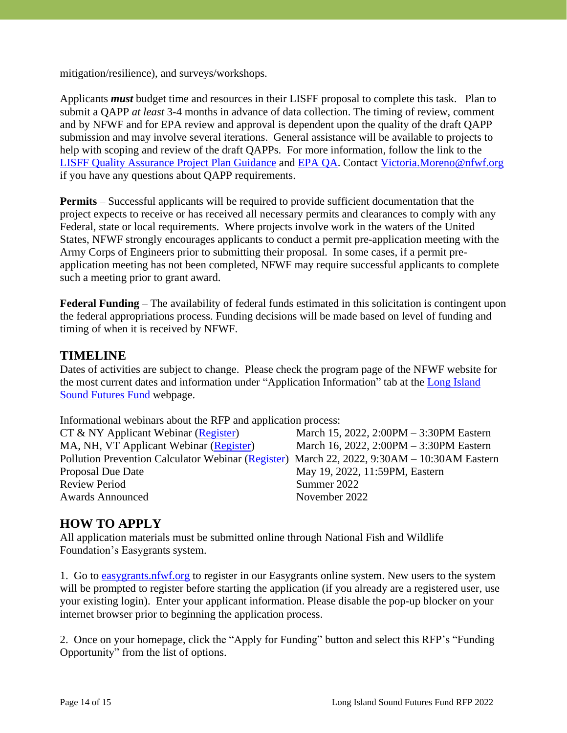mitigation/resilience), and surveys/workshops.

Applicants ***must*** budget time and resources in their LISFF proposal to complete this task. Plan to submit a QAPP *at least* 3-4 months in advance of data collection. The timing of review, comment and by NFWF and for EPA review and approval is dependent upon the quality of the draft QAPP submission and may involve several iterations. General assistance will be available to projects to help with scoping and review of the draft QAPPs. For more information, follow the link to the [LISFF Quality Assurance Project Plan Guidance] and [EPA QA]. Contact [Victoria.Moreno@nfwf.org] if you have any questions about QAPP requirements.

**Permits** – Successful applicants will be required to provide sufficient documentation that the project expects to receive or has received all necessary permits and clearances to comply with any Federal, state or local requirements. Where projects involve work in the waters of the United States, NFWF strongly encourages applicants to conduct a permit pre-application meeting with the Army Corps of Engineers prior to submitting their proposal. In some cases, if a permit pre-application meeting has not been completed, NFWF may require successful applicants to complete such a meeting prior to grant award.

**Federal Funding** – The availability of federal funds estimated in this solicitation is contingent upon the federal appropriations process. Funding decisions will be made based on level of funding and timing of when it is received by NFWF.

## TIMELINE

Dates of activities are subject to change. Please check the program page of the NFWF website for the most current dates and information under "Application Information" tab at the [Long Island Sound Futures Fund] webpage.

Informational webinars about the RFP and application process:

| | |
|---|---|
| CT & NY Applicant Webinar ([Register]) | March 15, 2022, 2:00PM – 3:30PM Eastern |
| MA, NH, VT Applicant Webinar ([Register]) | March 16, 2022, 2:00PM – 3:30PM Eastern |
| Pollution Prevention Calculator Webinar ([Register]) | March 22, 2022, 9:30AM – 10:30AM Eastern |
| Proposal Due Date | May 19, 2022, 11:59PM, Eastern |
| Review Period | Summer 2022 |
| Awards Announced | November 2022 |

## HOW TO APPLY

All application materials must be submitted online through National Fish and Wildlife Foundation's Easygrants system.

1. Go to [easygrants.nfwf.org] to register in our Easygrants online system. New users to the system will be prompted to register before starting the application (if you already are a registered user, use your existing login). Enter your applicant information. Please disable the pop-up blocker on your internet browser prior to beginning the application process.

2. Once on your homepage, click the "Apply for Funding" button and select this RFP's "Funding Opportunity" from the list of options.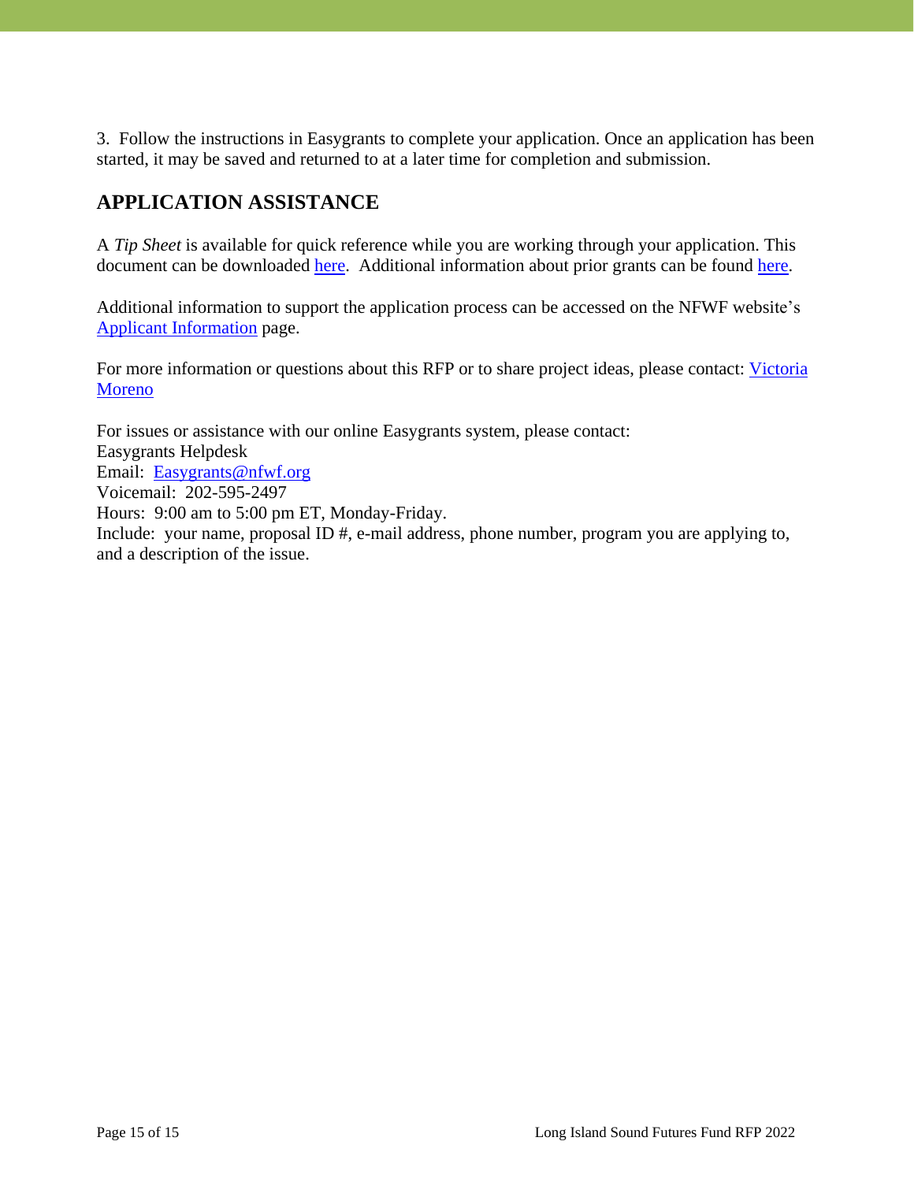3. Follow the instructions in Easygrants to complete your application. Once an application has been started, it may be saved and returned to at a later time for completion and submission.

## APPLICATION ASSISTANCE

A *Tip Sheet* is available for quick reference while you are working through your application. This document can be downloaded here. Additional information about prior grants can be found here.

Additional information to support the application process can be accessed on the NFWF website's Applicant Information page.

For more information or questions about this RFP or to share project ideas, please contact: Victoria Moreno

For issues or assistance with our online Easygrants system, please contact:
Easygrants Helpdesk
Email: Easygrants@nfwf.org
Voicemail: 202-595-2497
Hours: 9:00 am to 5:00 pm ET, Monday-Friday.
Include: your name, proposal ID #, e-mail address, phone number, program you are applying to, and a description of the issue.